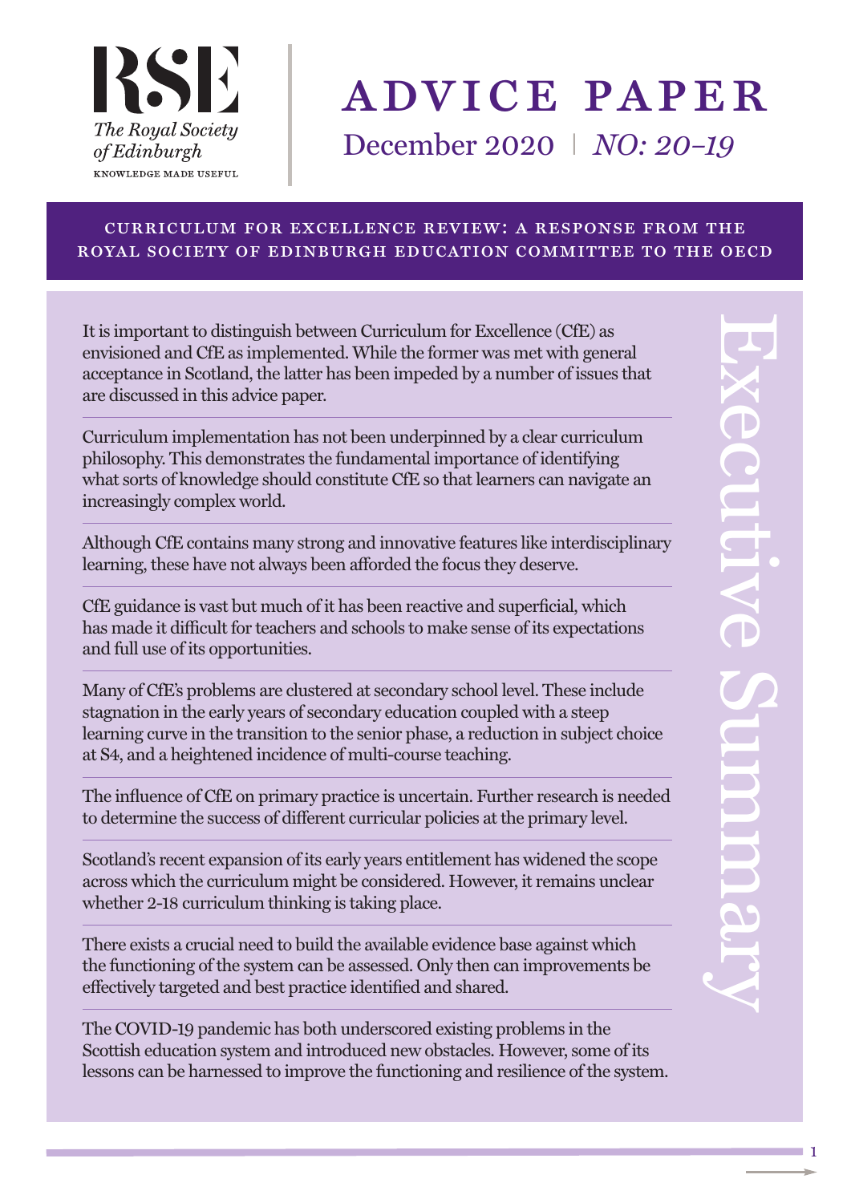RSE
The Royal Society of Edinburgh
KNOWLEDGE MADE USEFUL

# ADVICE PAPER

December 2020 | *NO: 20-19*

## CURRICULUM FOR EXCELLENCE REVIEW: A RESPONSE FROM THE ROYAL SOCIETY OF EDINBURGH EDUCATION COMMITTEE TO THE OECD

## Executive Summary

It is important to distinguish between Curriculum for Excellence (CfE) as envisioned and CfE as implemented. While the former was met with general acceptance in Scotland, the latter has been impeded by a number of issues that are discussed in this advice paper.

Curriculum implementation has not been underpinned by a clear curriculum philosophy. This demonstrates the fundamental importance of identifying what sorts of knowledge should constitute CfE so that learners can navigate an increasingly complex world.

Although CfE contains many strong and innovative features like interdisciplinary learning, these have not always been afforded the focus they deserve.

CfE guidance is vast but much of it has been reactive and superficial, which has made it difficult for teachers and schools to make sense of its expectations and full use of its opportunities.

Many of CfE's problems are clustered at secondary school level. These include stagnation in the early years of secondary education coupled with a steep learning curve in the transition to the senior phase, a reduction in subject choice at S4, and a heightened incidence of multi-course teaching.

The influence of CfE on primary practice is uncertain. Further research is needed to determine the success of different curricular policies at the primary level.

Scotland's recent expansion of its early years entitlement has widened the scope across which the curriculum might be considered. However, it remains unclear whether 2-18 curriculum thinking is taking place.

There exists a crucial need to build the available evidence base against which the functioning of the system can be assessed. Only then can improvements be effectively targeted and best practice identified and shared.

The COVID-19 pandemic has both underscored existing problems in the Scottish education system and introduced new obstacles. However, some of its lessons can be harnessed to improve the functioning and resilience of the system.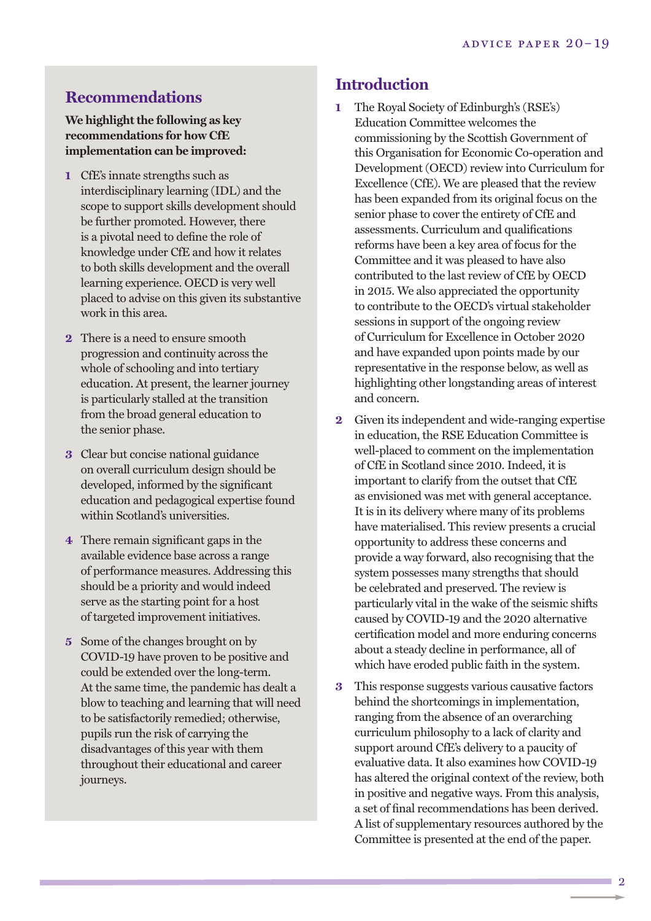## Recommendations

**We highlight the following as key recommendations for how CfE implementation can be improved:**

1. CfE's innate strengths such as interdisciplinary learning (IDL) and the scope to support skills development should be further promoted. However, there is a pivotal need to define the role of knowledge under CfE and how it relates to both skills development and the overall learning experience. OECD is very well placed to advise on this given its substantive work in this area.
2. There is a need to ensure smooth progression and continuity across the whole of schooling and into tertiary education. At present, the learner journey is particularly stalled at the transition from the broad general education to the senior phase.
3. Clear but concise national guidance on overall curriculum design should be developed, informed by the significant education and pedagogical expertise found within Scotland's universities.
4. There remain significant gaps in the available evidence base across a range of performance measures. Addressing this should be a priority and would indeed serve as the starting point for a host of targeted improvement initiatives.
5. Some of the changes brought on by COVID-19 have proven to be positive and could be extended over the long-term. At the same time, the pandemic has dealt a blow to teaching and learning that will need to be satisfactorily remedied; otherwise, pupils run the risk of carrying the disadvantages of this year with them throughout their educational and career journeys.

## Introduction

1. The Royal Society of Edinburgh's (RSE's) Education Committee welcomes the commissioning by the Scottish Government of this Organisation for Economic Co-operation and Development (OECD) review into Curriculum for Excellence (CfE). We are pleased that the review has been expanded from its original focus on the senior phase to cover the entirety of CfE and assessments. Curriculum and qualifications reforms have been a key area of focus for the Committee and it was pleased to have also contributed to the last review of CfE by OECD in 2015. We also appreciated the opportunity to contribute to the OECD's virtual stakeholder sessions in support of the ongoing review of Curriculum for Excellence in October 2020 and have expanded upon points made by our representative in the response below, as well as highlighting other longstanding areas of interest and concern.
2. Given its independent and wide-ranging expertise in education, the RSE Education Committee is well-placed to comment on the implementation of CfE in Scotland since 2010. Indeed, it is important to clarify from the outset that CfE as envisioned was met with general acceptance. It is in its delivery where many of its problems have materialised. This review presents a crucial opportunity to address these concerns and provide a way forward, also recognising that the system possesses many strengths that should be celebrated and preserved. The review is particularly vital in the wake of the seismic shifts caused by COVID-19 and the 2020 alternative certification model and more enduring concerns about a steady decline in performance, all of which have eroded public faith in the system.
3. This response suggests various causative factors behind the shortcomings in implementation, ranging from the absence of an overarching curriculum philosophy to a lack of clarity and support around CfE's delivery to a paucity of evaluative data. It also examines how COVID-19 has altered the original context of the review, both in positive and negative ways. From this analysis, a set of final recommendations has been derived. A list of supplementary resources authored by the Committee is presented at the end of the paper.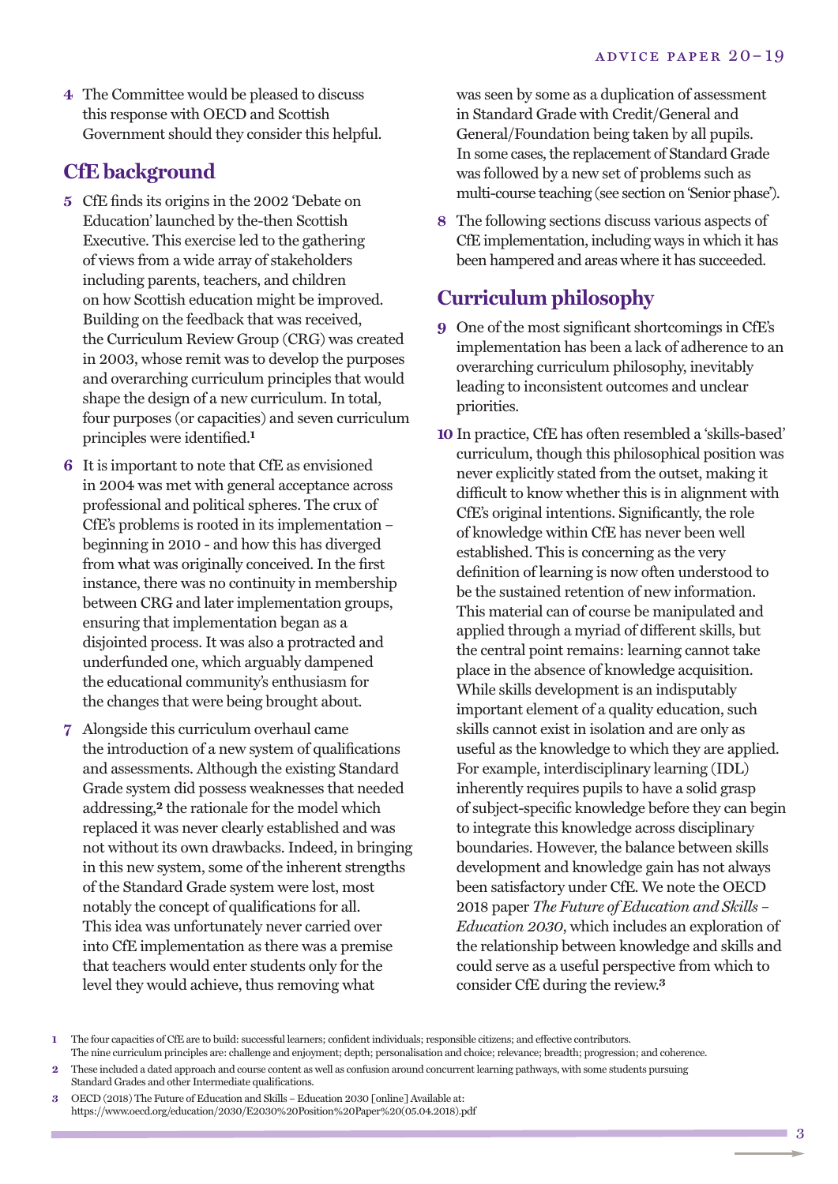4 The Committee would be pleased to discuss this response with OECD and Scottish Government should they consider this helpful.

## CfE background

5 CfE finds its origins in the 2002 'Debate on Education' launched by the-then Scottish Executive. This exercise led to the gathering of views from a wide array of stakeholders including parents, teachers, and children on how Scottish education might be improved. Building on the feedback that was received, the Curriculum Review Group (CRG) was created in 2003, whose remit was to develop the purposes and overarching curriculum principles that would shape the design of a new curriculum. In total, four purposes (or capacities) and seven curriculum principles were identified.[1]

6 It is important to note that CfE as envisioned in 2004 was met with general acceptance across professional and political spheres. The crux of CfE's problems is rooted in its implementation – beginning in 2010 - and how this has diverged from what was originally conceived. In the first instance, there was no continuity in membership between CRG and later implementation groups, ensuring that implementation began as a disjointed process. It was also a protracted and underfunded one, which arguably dampened the educational community's enthusiasm for the changes that were being brought about.

7 Alongside this curriculum overhaul came the introduction of a new system of qualifications and assessments. Although the existing Standard Grade system did possess weaknesses that needed addressing,[2] the rationale for the model which replaced it was never clearly established and was not without its own drawbacks. Indeed, in bringing in this new system, some of the inherent strengths of the Standard Grade system were lost, most notably the concept of qualifications for all. This idea was unfortunately never carried over into CfE implementation as there was a premise that teachers would enter students only for the level they would achieve, thus removing what was seen by some as a duplication of assessment in Standard Grade with Credit/General and General/Foundation being taken by all pupils. In some cases, the replacement of Standard Grade was followed by a new set of problems such as multi-course teaching (see section on 'Senior phase').

8 The following sections discuss various aspects of CfE implementation, including ways in which it has been hampered and areas where it has succeeded.

## Curriculum philosophy

9 One of the most significant shortcomings in CfE's implementation has been a lack of adherence to an overarching curriculum philosophy, inevitably leading to inconsistent outcomes and unclear priorities.

10 In practice, CfE has often resembled a 'skills-based' curriculum, though this philosophical position was never explicitly stated from the outset, making it difficult to know whether this is in alignment with CfE's original intentions. Significantly, the role of knowledge within CfE has never been well established. This is concerning as the very definition of learning is now often understood to be the sustained retention of new information. This material can of course be manipulated and applied through a myriad of different skills, but the central point remains: learning cannot take place in the absence of knowledge acquisition. While skills development is an indisputably important element of a quality education, such skills cannot exist in isolation and are only as useful as the knowledge to which they are applied. For example, interdisciplinary learning (IDL) inherently requires pupils to have a solid grasp of subject-specific knowledge before they can begin to integrate this knowledge across disciplinary boundaries. However, the balance between skills development and knowledge gain has not always been satisfactory under CfE. We note the OECD 2018 paper *The Future of Education and Skills – Education 2030*, which includes an exploration of the relationship between knowledge and skills and could serve as a useful perspective from which to consider CfE during the review.[3]

---

1 The four capacities of CfE are to build: successful learners; confident individuals; responsible citizens; and effective contributors. The nine curriculum principles are: challenge and enjoyment; depth; personalisation and choice; relevance; breadth; progression; and coherence.

2 These included a dated approach and course content as well as confusion around concurrent learning pathways, with some students pursuing Standard Grades and other Intermediate qualifications.

3 OECD (2018) The Future of Education and Skills – Education 2030 [online] Available at: https://www.oecd.org/education/2030/E2030%20Position%20Paper%20(05.04.2018).pdf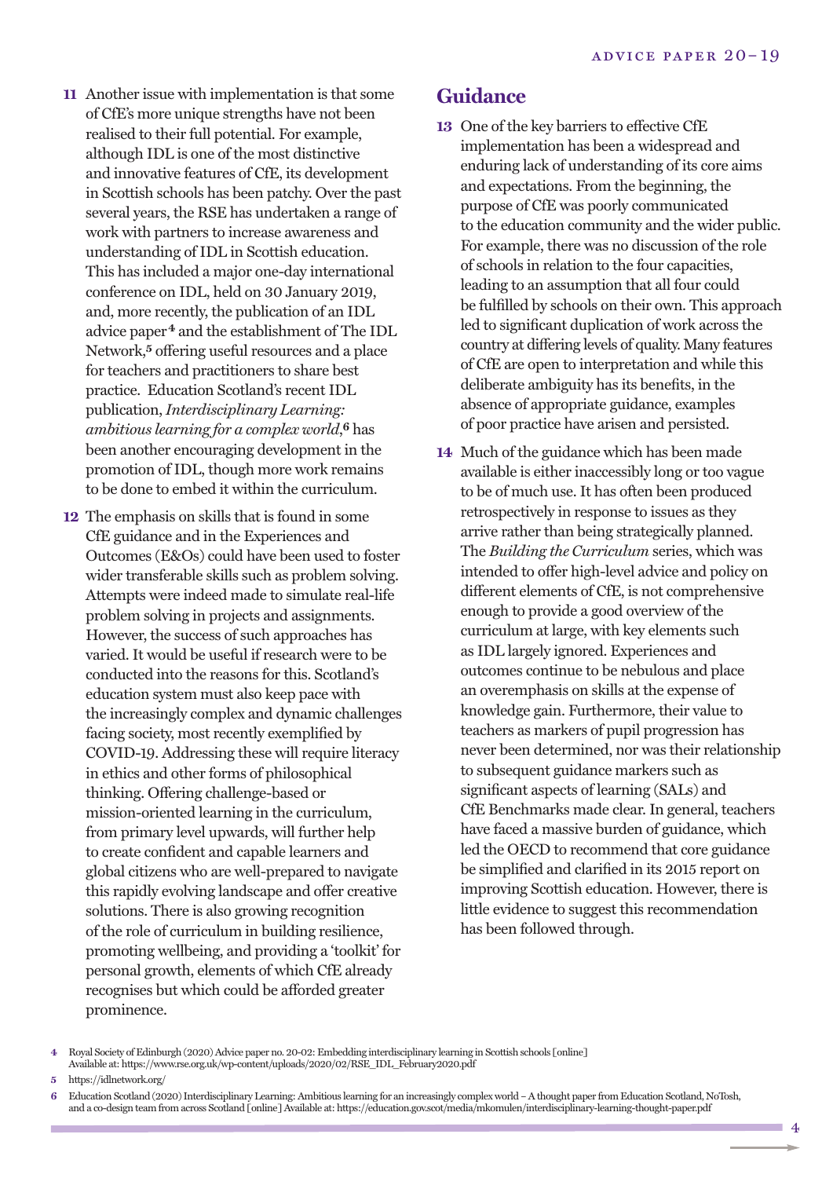11 Another issue with implementation is that some of CfE's more unique strengths have not been realised to their full potential. For example, although IDL is one of the most distinctive and innovative features of CfE, its development in Scottish schools has been patchy. Over the past several years, the RSE has undertaken a range of work with partners to increase awareness and understanding of IDL in Scottish education. This has included a major one-day international conference on IDL, held on 30 January 2019, and, more recently, the publication of an IDL advice paper[4] and the establishment of The IDL Network,[5] offering useful resources and a place for teachers and practitioners to share best practice. Education Scotland's recent IDL publication, *Interdisciplinary Learning: ambitious learning for a complex world*,[6] has been another encouraging development in the promotion of IDL, though more work remains to be done to embed it within the curriculum.

12 The emphasis on skills that is found in some CfE guidance and in the Experiences and Outcomes (E&Os) could have been used to foster wider transferable skills such as problem solving. Attempts were indeed made to simulate real-life problem solving in projects and assignments. However, the success of such approaches has varied. It would be useful if research were to be conducted into the reasons for this. Scotland's education system must also keep pace with the increasingly complex and dynamic challenges facing society, most recently exemplified by COVID-19. Addressing these will require literacy in ethics and other forms of philosophical thinking. Offering challenge-based or mission-oriented learning in the curriculum, from primary level upwards, will further help to create confident and capable learners and global citizens who are well-prepared to navigate this rapidly evolving landscape and offer creative solutions. There is also growing recognition of the role of curriculum in building resilience, promoting wellbeing, and providing a 'toolkit' for personal growth, elements of which CfE already recognises but which could be afforded greater prominence.

## Guidance

13 One of the key barriers to effective CfE implementation has been a widespread and enduring lack of understanding of its core aims and expectations. From the beginning, the purpose of CfE was poorly communicated to the education community and the wider public. For example, there was no discussion of the role of schools in relation to the four capacities, leading to an assumption that all four could be fulfilled by schools on their own. This approach led to significant duplication of work across the country at differing levels of quality. Many features of CfE are open to interpretation and while this deliberate ambiguity has its benefits, in the absence of appropriate guidance, examples of poor practice have arisen and persisted.

14 Much of the guidance which has been made available is either inaccessibly long or too vague to be of much use. It has often been produced retrospectively in response to issues as they arrive rather than being strategically planned. The *Building the Curriculum* series, which was intended to offer high-level advice and policy on different elements of CfE, is not comprehensive enough to provide a good overview of the curriculum at large, with key elements such as IDL largely ignored. Experiences and outcomes continue to be nebulous and place an overemphasis on skills at the expense of knowledge gain. Furthermore, their value to teachers as markers of pupil progression has never been determined, nor was their relationship to subsequent guidance markers such as significant aspects of learning (SALs) and CfE Benchmarks made clear. In general, teachers have faced a massive burden of guidance, which led the OECD to recommend that core guidance be simplified and clarified in its 2015 report on improving Scottish education. However, there is little evidence to suggest this recommendation has been followed through.

---

4 Royal Society of Edinburgh (2020) Advice paper no. 20-02: Embedding interdisciplinary learning in Scottish schools [online] Available at: https://www.rse.org.uk/wp-content/uploads/2020/02/RSE_IDL_February2020.pdf

5 https://idlnetwork.org/

6 Education Scotland (2020) Interdisciplinary Learning: Ambitious learning for an increasingly complex world – A thought paper from Education Scotland, NoTosh, and a co-design team from across Scotland [online] Available at: https://education.gov.scot/media/mkomulen/interdisciplinary-learning-thought-paper.pdf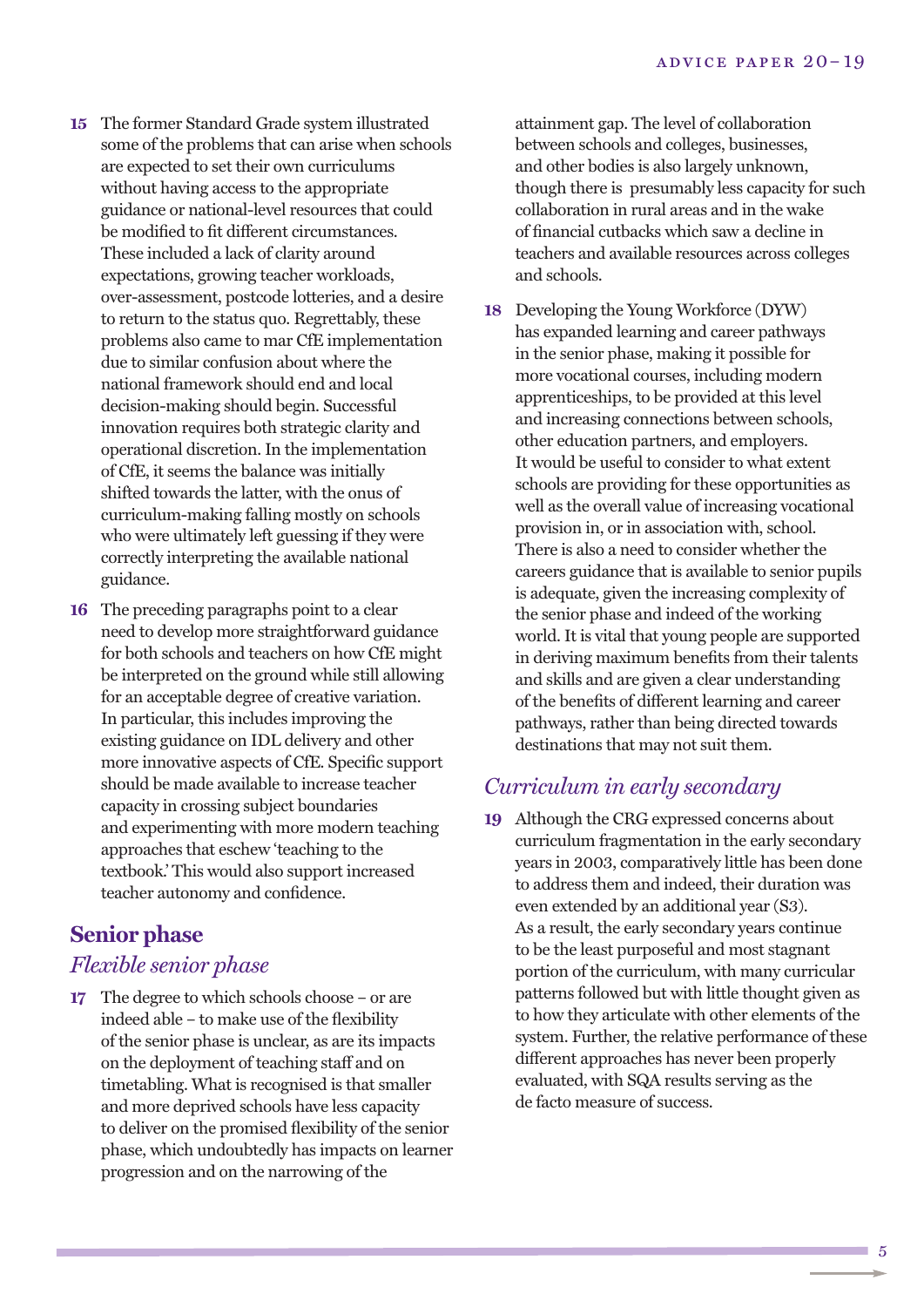**15** The former Standard Grade system illustrated some of the problems that can arise when schools are expected to set their own curriculums without having access to the appropriate guidance or national-level resources that could be modified to fit different circumstances. These included a lack of clarity around expectations, growing teacher workloads, over-assessment, postcode lotteries, and a desire to return to the status quo. Regrettably, these problems also came to mar CfE implementation due to similar confusion about where the national framework should end and local decision-making should begin. Successful innovation requires both strategic clarity and operational discretion. In the implementation of CfE, it seems the balance was initially shifted towards the latter, with the onus of curriculum-making falling mostly on schools who were ultimately left guessing if they were correctly interpreting the available national guidance.

**16** The preceding paragraphs point to a clear need to develop more straightforward guidance for both schools and teachers on how CfE might be interpreted on the ground while still allowing for an acceptable degree of creative variation. In particular, this includes improving the existing guidance on IDL delivery and other more innovative aspects of CfE. Specific support should be made available to increase teacher capacity in crossing subject boundaries and experimenting with more modern teaching approaches that eschew 'teaching to the textbook.' This would also support increased teacher autonomy and confidence.

## Senior phase

### *Flexible senior phase*

**17** The degree to which schools choose – or are indeed able – to make use of the flexibility of the senior phase is unclear, as are its impacts on the deployment of teaching staff and on timetabling. What is recognised is that smaller and more deprived schools have less capacity to deliver on the promised flexibility of the senior phase, which undoubtedly has impacts on learner progression and on the narrowing of the attainment gap. The level of collaboration between schools and colleges, businesses, and other bodies is also largely unknown, though there is presumably less capacity for such collaboration in rural areas and in the wake of financial cutbacks which saw a decline in teachers and available resources across colleges and schools.

**18** Developing the Young Workforce (DYW) has expanded learning and career pathways in the senior phase, making it possible for more vocational courses, including modern apprenticeships, to be provided at this level and increasing connections between schools, other education partners, and employers. It would be useful to consider to what extent schools are providing for these opportunities as well as the overall value of increasing vocational provision in, or in association with, school. There is also a need to consider whether the careers guidance that is available to senior pupils is adequate, given the increasing complexity of the senior phase and indeed of the working world. It is vital that young people are supported in deriving maximum benefits from their talents and skills and are given a clear understanding of the benefits of different learning and career pathways, rather than being directed towards destinations that may not suit them.

### *Curriculum in early secondary*

**19** Although the CRG expressed concerns about curriculum fragmentation in the early secondary years in 2003, comparatively little has been done to address them and indeed, their duration was even extended by an additional year (S3). As a result, the early secondary years continue to be the least purposeful and most stagnant portion of the curriculum, with many curricular patterns followed but with little thought given as to how they articulate with other elements of the system. Further, the relative performance of these different approaches has never been properly evaluated, with SQA results serving as the de facto measure of success.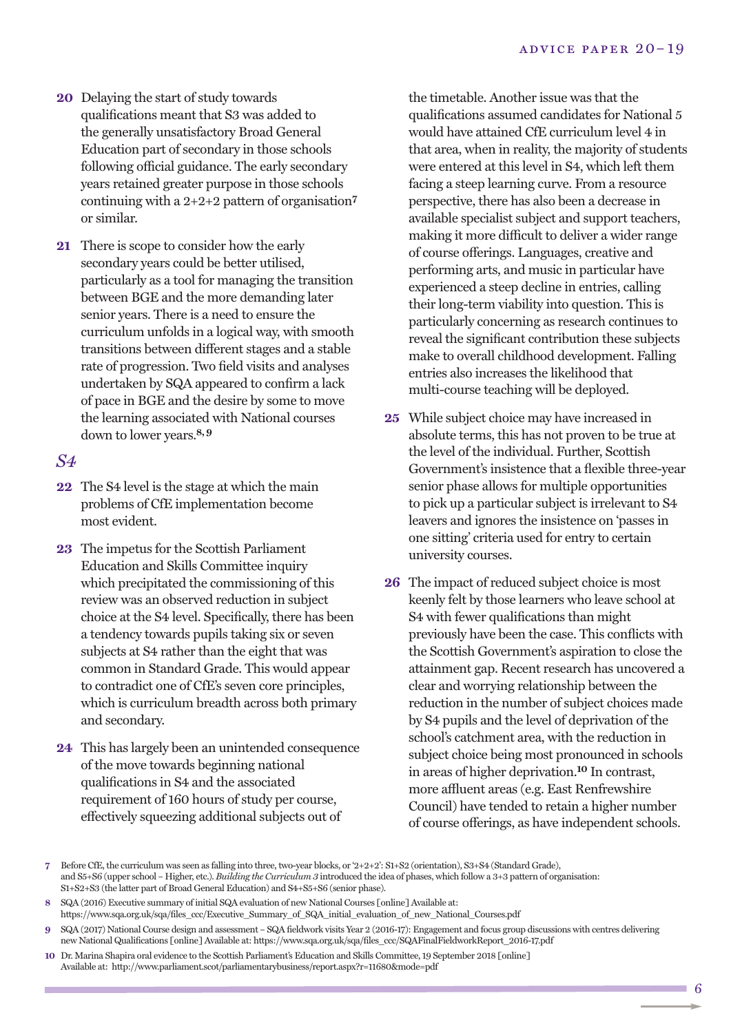**20** Delaying the start of study towards qualifications meant that S3 was added to the generally unsatisfactory Broad General Education part of secondary in those schools following official guidance. The early secondary years retained greater purpose in those schools continuing with a 2+2+2 pattern of organisation[7] or similar.

**21** There is scope to consider how the early secondary years could be better utilised, particularly as a tool for managing the transition between BGE and the more demanding later senior years. There is a need to ensure the curriculum unfolds in a logical way, with smooth transitions between different stages and a stable rate of progression. Two field visits and analyses undertaken by SQA appeared to confirm a lack of pace in BGE and the desire by some to move the learning associated with National courses down to lower years.[8, 9]

## *S4*

**22** The S4 level is the stage at which the main problems of CfE implementation become most evident.

**23** The impetus for the Scottish Parliament Education and Skills Committee inquiry which precipitated the commissioning of this review was an observed reduction in subject choice at the S4 level. Specifically, there has been a tendency towards pupils taking six or seven subjects at S4 rather than the eight that was common in Standard Grade. This would appear to contradict one of CfE's seven core principles, which is curriculum breadth across both primary and secondary.

**24** This has largely been an unintended consequence of the move towards beginning national qualifications in S4 and the associated requirement of 160 hours of study per course, effectively squeezing additional subjects out of the timetable. Another issue was that the qualifications assumed candidates for National 5 would have attained CfE curriculum level 4 in that area, when in reality, the majority of students were entered at this level in S4, which left them facing a steep learning curve. From a resource perspective, there has also been a decrease in available specialist subject and support teachers, making it more difficult to deliver a wider range of course offerings. Languages, creative and performing arts, and music in particular have experienced a steep decline in entries, calling their long-term viability into question. This is particularly concerning as research continues to reveal the significant contribution these subjects make to overall childhood development. Falling entries also increases the likelihood that multi-course teaching will be deployed.

**25** While subject choice may have increased in absolute terms, this has not proven to be true at the level of the individual. Further, Scottish Government's insistence that a flexible three-year senior phase allows for multiple opportunities to pick up a particular subject is irrelevant to S4 leavers and ignores the insistence on 'passes in one sitting' criteria used for entry to certain university courses.

**26** The impact of reduced subject choice is most keenly felt by those learners who leave school at S4 with fewer qualifications than might previously have been the case. This conflicts with the Scottish Government's aspiration to close the attainment gap. Recent research has uncovered a clear and worrying relationship between the reduction in the number of subject choices made by S4 pupils and the level of deprivation of the school's catchment area, with the reduction in subject choice being most pronounced in schools in areas of higher deprivation.[10] In contrast, more affluent areas (e.g. East Renfrewshire Council) have tended to retain a higher number of course offerings, as have independent schools.

---

**7** Before CfE, the curriculum was seen as falling into three, two-year blocks, or '2+2+2': S1+S2 (orientation), S3+S4 (Standard Grade), and S5+S6 (upper school – Higher, etc.). *Building the Curriculum 3* introduced the idea of phases, which follow a 3+3 pattern of organisation: S1+S2+S3 (the latter part of Broad General Education) and S4+S5+S6 (senior phase).

**8** SQA (2016) Executive summary of initial SQA evaluation of new National Courses [online] Available at: https://www.sqa.org.uk/sqa/files_ccc/Executive_Summary_of_SQA_initial_evaluation_of_new_National_Courses.pdf

**9** SQA (2017) National Course design and assessment – SQA fieldwork visits Year 2 (2016-17): Engagement and focus group discussions with centres delivering new National Qualifications [online] Available at: https://www.sqa.org.uk/sqa/files_ccc/SQAFinalFieldworkReport_2016-17.pdf

**10** Dr. Marina Shapira oral evidence to the Scottish Parliament's Education and Skills Committee, 19 September 2018 [online] Available at: http://www.parliament.scot/parliamentarybusiness/report.aspx?r=11680&mode=pdf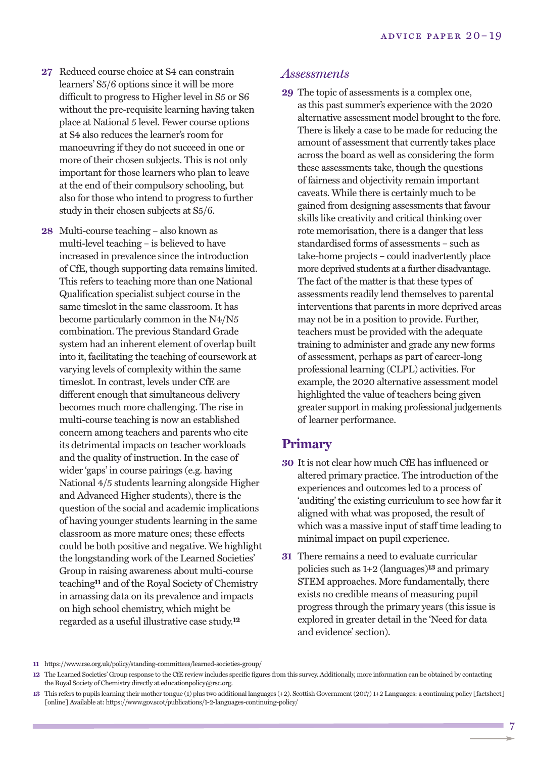**27** Reduced course choice at S4 can constrain learners' S5/6 options since it will be more difficult to progress to Higher level in S5 or S6 without the pre-requisite learning having taken place at National 5 level. Fewer course options at S4 also reduces the learner's room for manoeuvring if they do not succeed in one or more of their chosen subjects. This is not only important for those learners who plan to leave at the end of their compulsory schooling, but also for those who intend to progress to further study in their chosen subjects at S5/6.

**28** Multi-course teaching – also known as multi-level teaching – is believed to have increased in prevalence since the introduction of CfE, though supporting data remains limited. This refers to teaching more than one National Qualification specialist subject course in the same timeslot in the same classroom. It has become particularly common in the N4/N5 combination. The previous Standard Grade system had an inherent element of overlap built into it, facilitating the teaching of coursework at varying levels of complexity within the same timeslot. In contrast, levels under CfE are different enough that simultaneous delivery becomes much more challenging. The rise in multi-course teaching is now an established concern among teachers and parents who cite its detrimental impacts on teacher workloads and the quality of instruction. In the case of wider 'gaps' in course pairings (e.g. having National 4/5 students learning alongside Higher and Advanced Higher students), there is the question of the social and academic implications of having younger students learning in the same classroom as more mature ones; these effects could be both positive and negative. We highlight the longstanding work of the Learned Societies' Group in raising awareness about multi-course teaching[11] and of the Royal Society of Chemistry in amassing data on its prevalence and impacts on high school chemistry, which might be regarded as a useful illustrative case study.[12]

### *Assessments*

**29** The topic of assessments is a complex one, as this past summer's experience with the 2020 alternative assessment model brought to the fore. There is likely a case to be made for reducing the amount of assessment that currently takes place across the board as well as considering the form these assessments take, though the questions of fairness and objectivity remain important caveats. While there is certainly much to be gained from designing assessments that favour skills like creativity and critical thinking over rote memorisation, there is a danger that less standardised forms of assessments – such as take-home projects – could inadvertently place more deprived students at a further disadvantage. The fact of the matter is that these types of assessments readily lend themselves to parental interventions that parents in more deprived areas may not be in a position to provide. Further, teachers must be provided with the adequate training to administer and grade any new forms of assessment, perhaps as part of career-long professional learning (CLPL) activities. For example, the 2020 alternative assessment model highlighted the value of teachers being given greater support in making professional judgements of learner performance.

## Primary

**30** It is not clear how much CfE has influenced or altered primary practice. The introduction of the experiences and outcomes led to a process of 'auditing' the existing curriculum to see how far it aligned with what was proposed, the result of which was a massive input of staff time leading to minimal impact on pupil experience.

**31** There remains a need to evaluate curricular policies such as 1+2 (languages)[13] and primary STEM approaches. More fundamentally, there exists no credible means of measuring pupil progress through the primary years (this issue is explored in greater detail in the 'Need for data and evidence' section).

---

11 https://www.rse.org.uk/policy/standing-committees/learned-societies-group/

12 The Learned Societies' Group response to the CfE review includes specific figures from this survey. Additionally, more information can be obtained by contacting the Royal Society of Chemistry directly at educationpolicy@rsc.org.

13 This refers to pupils learning their mother tongue (1) plus two additional languages (+2). Scottish Government (2017) 1+2 Languages: a continuing policy [factsheet] [online] Available at: https://www.gov.scot/publications/1-2-languages-continuing-policy/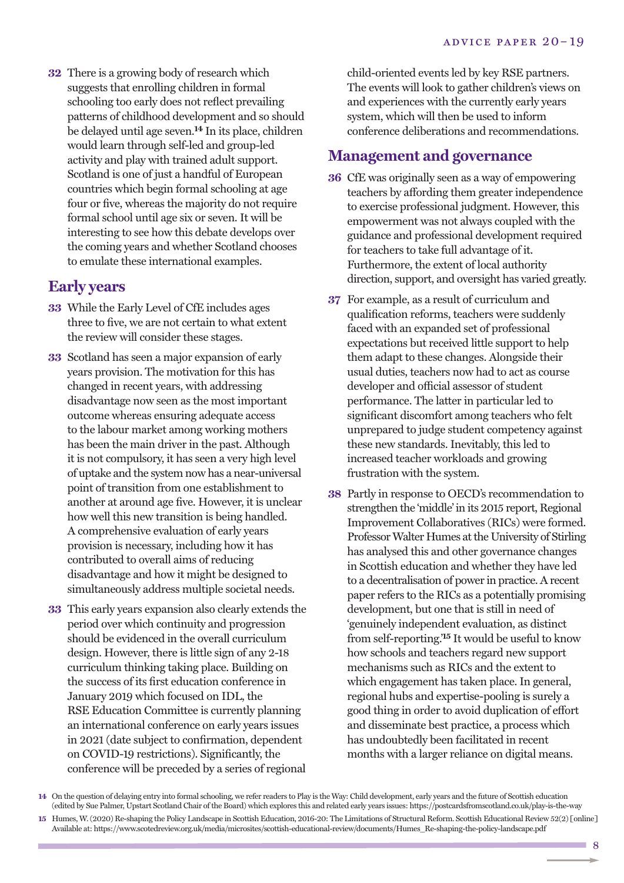**32** There is a growing body of research which suggests that enrolling children in formal schooling too early does not reflect prevailing patterns of childhood development and so should be delayed until age seven.[14] In its place, children would learn through self-led and group-led activity and play with trained adult support. Scotland is one of just a handful of European countries which begin formal schooling at age four or five, whereas the majority do not require formal school until age six or seven. It will be interesting to see how this debate develops over the coming years and whether Scotland chooses to emulate these international examples.

## Early years

**33** While the Early Level of CfE includes ages three to five, we are not certain to what extent the review will consider these stages.

**33** Scotland has seen a major expansion of early years provision. The motivation for this has changed in recent years, with addressing disadvantage now seen as the most important outcome whereas ensuring adequate access to the labour market among working mothers has been the main driver in the past. Although it is not compulsory, it has seen a very high level of uptake and the system now has a near-universal point of transition from one establishment to another at around age five. However, it is unclear how well this new transition is being handled. A comprehensive evaluation of early years provision is necessary, including how it has contributed to overall aims of reducing disadvantage and how it might be designed to simultaneously address multiple societal needs.

**33** This early years expansion also clearly extends the period over which continuity and progression should be evidenced in the overall curriculum design. However, there is little sign of any 2-18 curriculum thinking taking place. Building on the success of its first education conference in January 2019 which focused on IDL, the RSE Education Committee is currently planning an international conference on early years issues in 2021 (date subject to confirmation, dependent on COVID-19 restrictions). Significantly, the conference will be preceded by a series of regional child-oriented events led by key RSE partners. The events will look to gather children's views on and experiences with the currently early years system, which will then be used to inform conference deliberations and recommendations.

## Management and governance

**36** CfE was originally seen as a way of empowering teachers by affording them greater independence to exercise professional judgment. However, this empowerment was not always coupled with the guidance and professional development required for teachers to take full advantage of it. Furthermore, the extent of local authority direction, support, and oversight has varied greatly.

**37** For example, as a result of curriculum and qualification reforms, teachers were suddenly faced with an expanded set of professional expectations but received little support to help them adapt to these changes. Alongside their usual duties, teachers now had to act as course developer and official assessor of student performance. The latter in particular led to significant discomfort among teachers who felt unprepared to judge student competency against these new standards. Inevitably, this led to increased teacher workloads and growing frustration with the system.

**38** Partly in response to OECD's recommendation to strengthen the 'middle' in its 2015 report, Regional Improvement Collaboratives (RICs) were formed. Professor Walter Humes at the University of Stirling has analysed this and other governance changes in Scottish education and whether they have led to a decentralisation of power in practice. A recent paper refers to the RICs as a potentially promising development, but one that is still in need of 'genuinely independent evaluation, as distinct from self-reporting.'[15] It would be useful to know how schools and teachers regard new support mechanisms such as RICs and the extent to which engagement has taken place. In general, regional hubs and expertise-pooling is surely a good thing in order to avoid duplication of effort and disseminate best practice, a process which has undoubtedly been facilitated in recent months with a larger reliance on digital means.

---

[14] On the question of delaying entry into formal schooling, we refer readers to Play is the Way: Child development, early years and the future of Scottish education (edited by Sue Palmer, Upstart Scotland Chair of the Board) which explores this and related early years issues: https://postcardsfromscotland.co.uk/play-is-the-way

[15] Humes, W. (2020) Re-shaping the Policy Landscape in Scottish Education, 2016-20: The Limitations of Structural Reform. Scottish Educational Review 52(2) [online] Available at: https://www.scotedreview.org.uk/media/microsites/scottish-educational-review/documents/Humes_Re-shaping-the-policy-landscape.pdf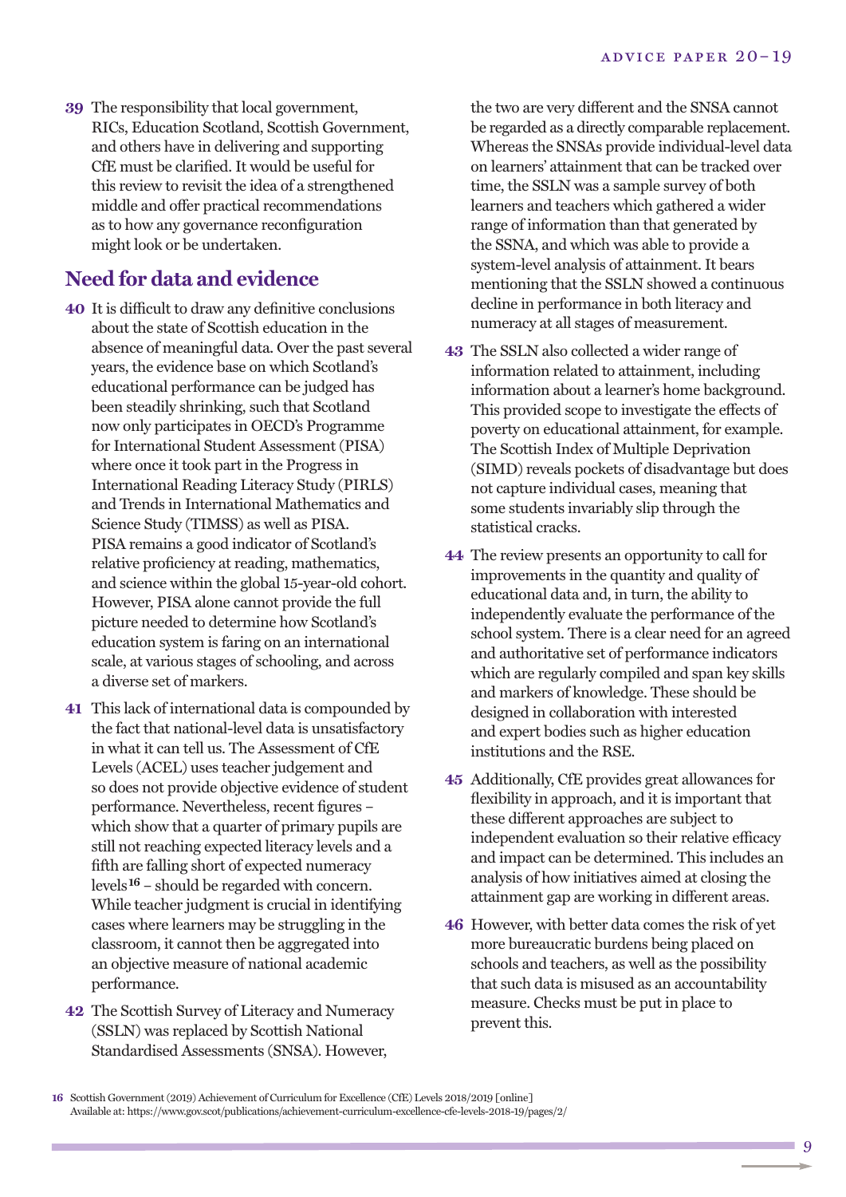**39** The responsibility that local government, RICs, Education Scotland, Scottish Government, and others have in delivering and supporting CfE must be clarified. It would be useful for this review to revisit the idea of a strengthened middle and offer practical recommendations as to how any governance reconfiguration might look or be undertaken.

## Need for data and evidence

**40** It is difficult to draw any definitive conclusions about the state of Scottish education in the absence of meaningful data. Over the past several years, the evidence base on which Scotland's educational performance can be judged has been steadily shrinking, such that Scotland now only participates in OECD's Programme for International Student Assessment (PISA) where once it took part in the Progress in International Reading Literacy Study (PIRLS) and Trends in International Mathematics and Science Study (TIMSS) as well as PISA. PISA remains a good indicator of Scotland's relative proficiency at reading, mathematics, and science within the global 15-year-old cohort. However, PISA alone cannot provide the full picture needed to determine how Scotland's education system is faring on an international scale, at various stages of schooling, and across a diverse set of markers.

**41** This lack of international data is compounded by the fact that national-level data is unsatisfactory in what it can tell us. The Assessment of CfE Levels (ACEL) uses teacher judgement and so does not provide objective evidence of student performance. Nevertheless, recent figures – which show that a quarter of primary pupils are still not reaching expected literacy levels and a fifth are falling short of expected numeracy levels[16] – should be regarded with concern. While teacher judgment is crucial in identifying cases where learners may be struggling in the classroom, it cannot then be aggregated into an objective measure of national academic performance.

**42** The Scottish Survey of Literacy and Numeracy (SSLN) was replaced by Scottish National Standardised Assessments (SNSA). However, the two are very different and the SNSA cannot be regarded as a directly comparable replacement. Whereas the SNSAs provide individual-level data on learners' attainment that can be tracked over time, the SSLN was a sample survey of both learners and teachers which gathered a wider range of information than that generated by the SSNA, and which was able to provide a system-level analysis of attainment. It bears mentioning that the SSLN showed a continuous decline in performance in both literacy and numeracy at all stages of measurement.

**43** The SSLN also collected a wider range of information related to attainment, including information about a learner's home background. This provided scope to investigate the effects of poverty on educational attainment, for example. The Scottish Index of Multiple Deprivation (SIMD) reveals pockets of disadvantage but does not capture individual cases, meaning that some students invariably slip through the statistical cracks.

**44** The review presents an opportunity to call for improvements in the quantity and quality of educational data and, in turn, the ability to independently evaluate the performance of the school system. There is a clear need for an agreed and authoritative set of performance indicators which are regularly compiled and span key skills and markers of knowledge. These should be designed in collaboration with interested and expert bodies such as higher education institutions and the RSE.

**45** Additionally, CfE provides great allowances for flexibility in approach, and it is important that these different approaches are subject to independent evaluation so their relative efficacy and impact can be determined. This includes an analysis of how initiatives aimed at closing the attainment gap are working in different areas.

**46** However, with better data comes the risk of yet more bureaucratic burdens being placed on schools and teachers, as well as the possibility that such data is misused as an accountability measure. Checks must be put in place to prevent this.

---

**16** Scottish Government (2019) Achievement of Curriculum for Excellence (CfE) Levels 2018/2019 [online] Available at: https://www.gov.scot/publications/achievement-curriculum-excellence-cfe-levels-2018-19/pages/2/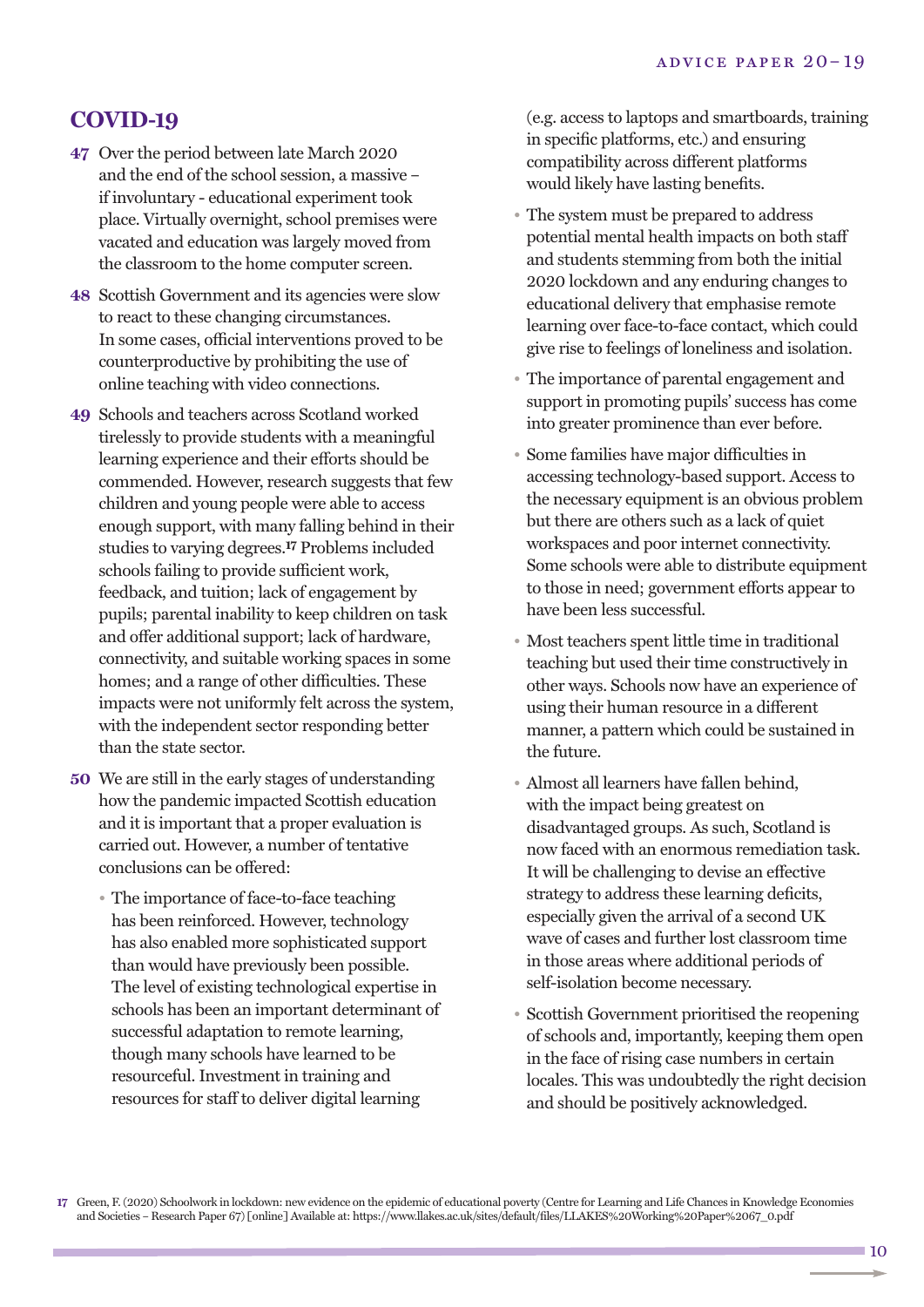## COVID-19

47 Over the period between late March 2020 and the end of the school session, a massive – if involuntary - educational experiment took place. Virtually overnight, school premises were vacated and education was largely moved from the classroom to the home computer screen.

48 Scottish Government and its agencies were slow to react to these changing circumstances. In some cases, official interventions proved to be counterproductive by prohibiting the use of online teaching with video connections.

49 Schools and teachers across Scotland worked tirelessly to provide students with a meaningful learning experience and their efforts should be commended. However, research suggests that few children and young people were able to access enough support, with many falling behind in their studies to varying degrees.[17] Problems included schools failing to provide sufficient work, feedback, and tuition; lack of engagement by pupils; parental inability to keep children on task and offer additional support; lack of hardware, connectivity, and suitable working spaces in some homes; and a range of other difficulties. These impacts were not uniformly felt across the system, with the independent sector responding better than the state sector.

50 We are still in the early stages of understanding how the pandemic impacted Scottish education and it is important that a proper evaluation is carried out. However, a number of tentative conclusions can be offered:

- The importance of face-to-face teaching has been reinforced. However, technology has also enabled more sophisticated support than would have previously been possible. The level of existing technological expertise in schools has been an important determinant of successful adaptation to remote learning, though many schools have learned to be resourceful. Investment in training and resources for staff to deliver digital learning (e.g. access to laptops and smartboards, training in specific platforms, etc.) and ensuring compatibility across different platforms would likely have lasting benefits.
- The system must be prepared to address potential mental health impacts on both staff and students stemming from both the initial 2020 lockdown and any enduring changes to educational delivery that emphasise remote learning over face-to-face contact, which could give rise to feelings of loneliness and isolation.
- The importance of parental engagement and support in promoting pupils' success has come into greater prominence than ever before.
- Some families have major difficulties in accessing technology-based support. Access to the necessary equipment is an obvious problem but there are others such as a lack of quiet workspaces and poor internet connectivity. Some schools were able to distribute equipment to those in need; government efforts appear to have been less successful.
- Most teachers spent little time in traditional teaching but used their time constructively in other ways. Schools now have an experience of using their human resource in a different manner, a pattern which could be sustained in the future.
- Almost all learners have fallen behind, with the impact being greatest on disadvantaged groups. As such, Scotland is now faced with an enormous remediation task. It will be challenging to devise an effective strategy to address these learning deficits, especially given the arrival of a second UK wave of cases and further lost classroom time in those areas where additional periods of self-isolation become necessary.
- Scottish Government prioritised the reopening of schools and, importantly, keeping them open in the face of rising case numbers in certain locales. This was undoubtedly the right decision and should be positively acknowledged.

[17] Green, F. (2020) Schoolwork in lockdown: new evidence on the epidemic of educational poverty (Centre for Learning and Life Chances in Knowledge Economies and Societies – Research Paper 67) [online] Available at: https://www.llakes.ac.uk/sites/default/files/LLAKES%20Working%20Paper%2067_0.pdf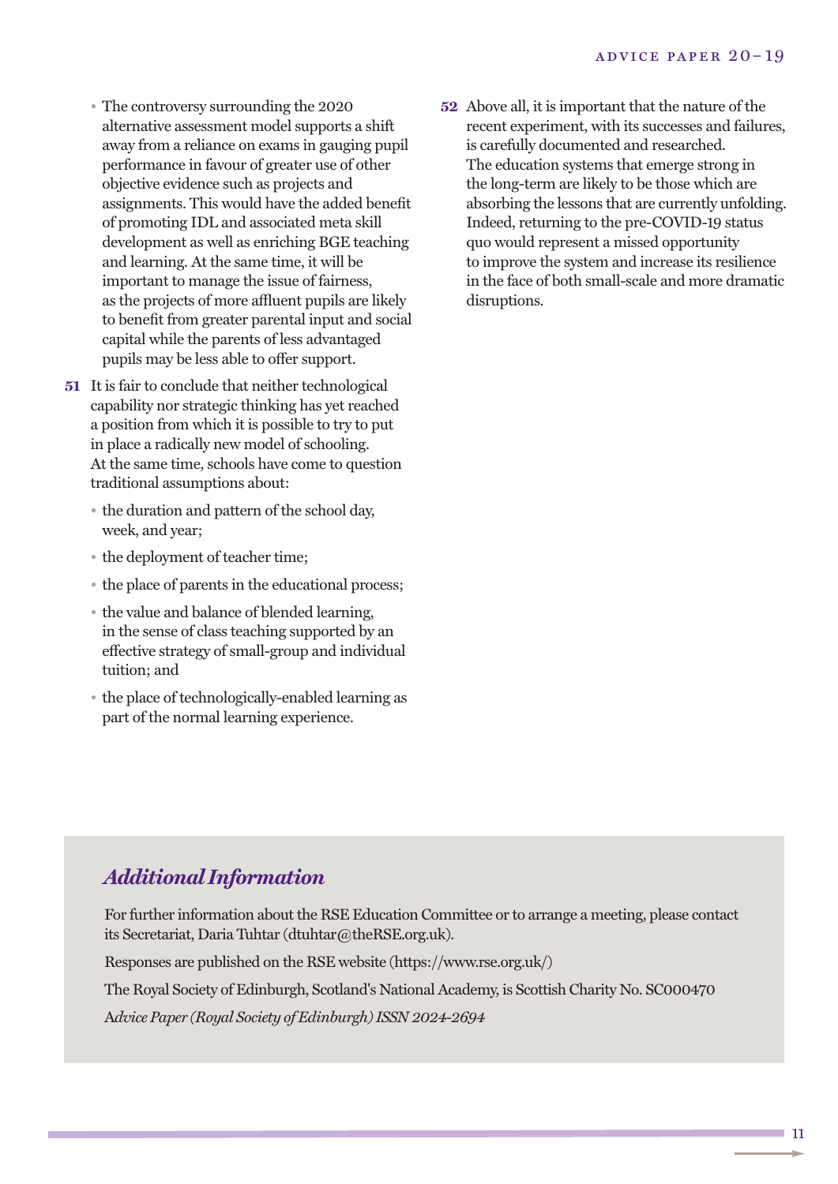- The controversy surrounding the 2020 alternative assessment model supports a shift away from a reliance on exams in gauging pupil performance in favour of greater use of other objective evidence such as projects and assignments. This would have the added benefit of promoting IDL and associated meta skill development as well as enriching BGE teaching and learning. At the same time, it will be important to manage the issue of fairness, as the projects of more affluent pupils are likely to benefit from greater parental input and social capital while the parents of less advantaged pupils may be less able to offer support.

**51** It is fair to conclude that neither technological capability nor strategic thinking has yet reached a position from which it is possible to try to put in place a radically new model of schooling. At the same time, schools have come to question traditional assumptions about:

- the duration and pattern of the school day, week, and year;
- the deployment of teacher time;
- the place of parents in the educational process;
- the value and balance of blended learning, in the sense of class teaching supported by an effective strategy of small-group and individual tuition; and
- the place of technologically-enabled learning as part of the normal learning experience.

**52** Above all, it is important that the nature of the recent experiment, with its successes and failures, is carefully documented and researched. The education systems that emerge strong in the long-term are likely to be those which are absorbing the lessons that are currently unfolding. Indeed, returning to the pre-COVID-19 status quo would represent a missed opportunity to improve the system and increase its resilience in the face of both small-scale and more dramatic disruptions.

## *Additional Information*

For further information about the RSE Education Committee or to arrange a meeting, please contact its Secretariat, Daria Tuhtar (dtuhtar@theRSE.org.uk).

Responses are published on the RSE website (https://www.rse.org.uk/)

The Royal Society of Edinburgh, Scotland's National Academy, is Scottish Charity No. SC000470

*Advice Paper (Royal Society of Edinburgh) ISSN 2024-2694*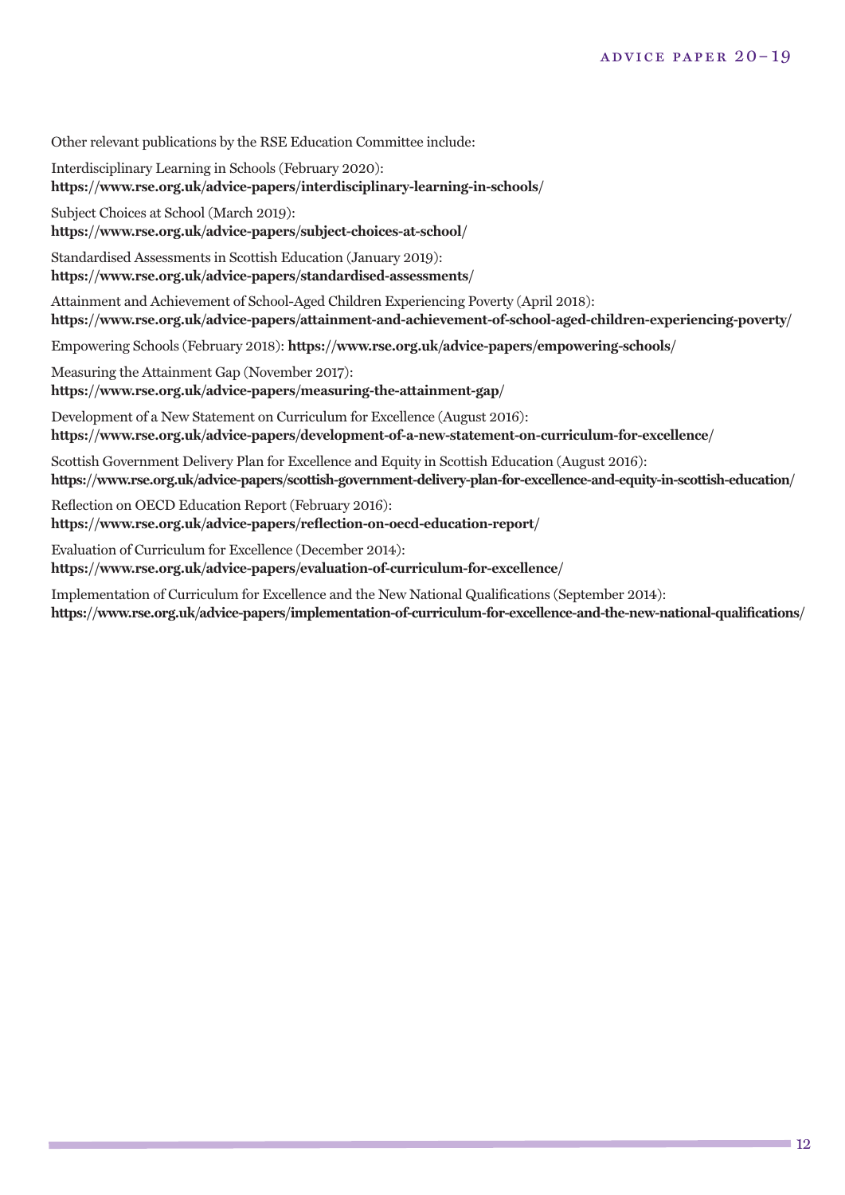Other relevant publications by the RSE Education Committee include:

Interdisciplinary Learning in Schools (February 2020):
**https://www.rse.org.uk/advice-papers/interdisciplinary-learning-in-schools/**

Subject Choices at School (March 2019):
**https://www.rse.org.uk/advice-papers/subject-choices-at-school/**

Standardised Assessments in Scottish Education (January 2019):
**https://www.rse.org.uk/advice-papers/standardised-assessments/**

Attainment and Achievement of School-Aged Children Experiencing Poverty (April 2018):
**https://www.rse.org.uk/advice-papers/attainment-and-achievement-of-school-aged-children-experiencing-poverty/**

Empowering Schools (February 2018): **https://www.rse.org.uk/advice-papers/empowering-schools/**

Measuring the Attainment Gap (November 2017):
**https://www.rse.org.uk/advice-papers/measuring-the-attainment-gap/**

Development of a New Statement on Curriculum for Excellence (August 2016):
**https://www.rse.org.uk/advice-papers/development-of-a-new-statement-on-curriculum-for-excellence/**

Scottish Government Delivery Plan for Excellence and Equity in Scottish Education (August 2016):
**https://www.rse.org.uk/advice-papers/scottish-government-delivery-plan-for-excellence-and-equity-in-scottish-education/**

Reflection on OECD Education Report (February 2016):
**https://www.rse.org.uk/advice-papers/reflection-on-oecd-education-report/**

Evaluation of Curriculum for Excellence (December 2014):
**https://www.rse.org.uk/advice-papers/evaluation-of-curriculum-for-excellence/**

Implementation of Curriculum for Excellence and the New National Qualifications (September 2014):
**https://www.rse.org.uk/advice-papers/implementation-of-curriculum-for-excellence-and-the-new-national-qualifications/**